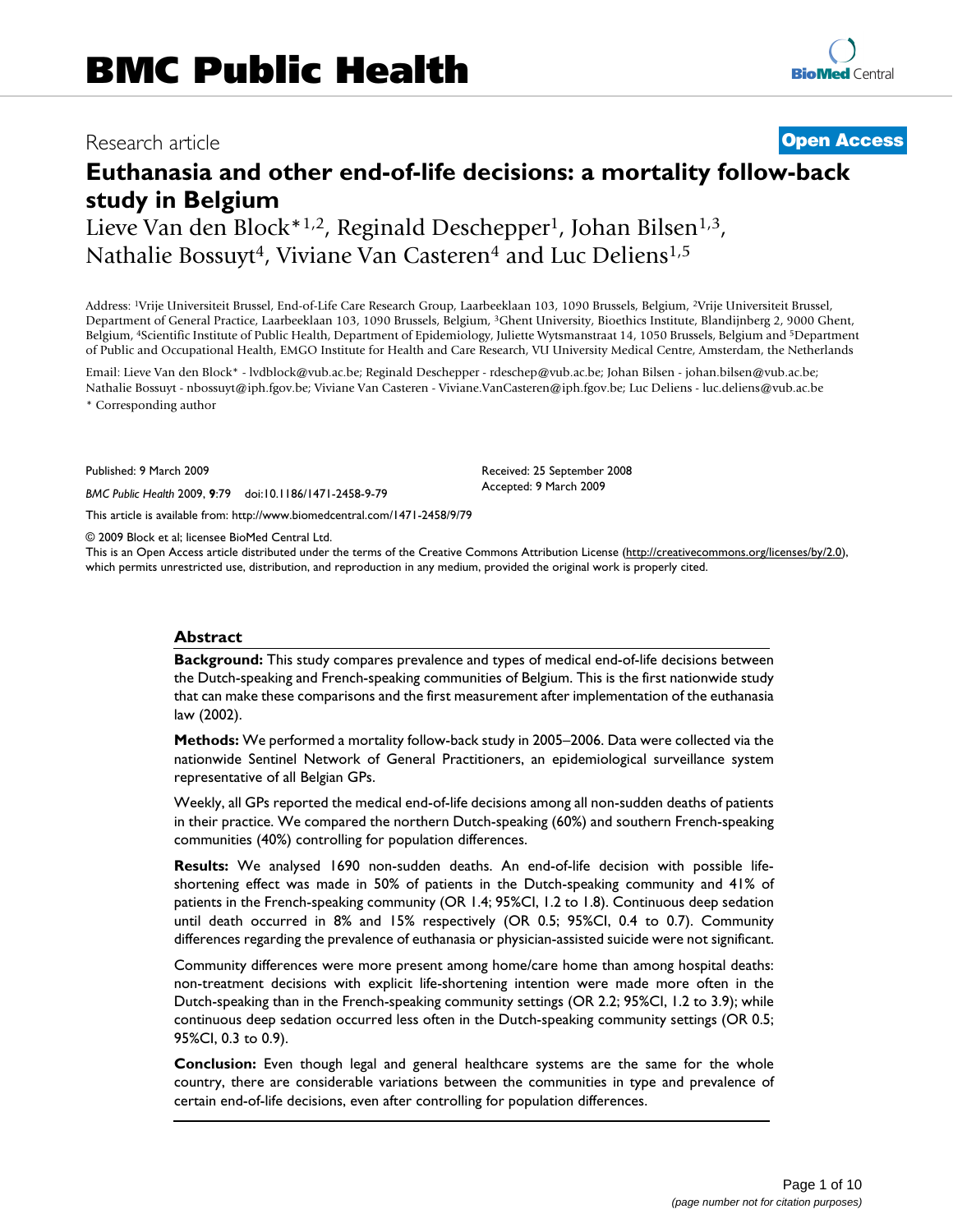# BMC Public Health

Research article

**Open Access**

# Euthanasia and other end-of-life decisions: a mortality follow-back study in Belgium

Lieve Van den Block*[1,2], Reginald Deschepper[1], Johan Bilsen[1,3], Nathalie Bossuyt[4], Viviane Van Casteren[4] and Luc Deliens[1,5]

Address: [1]Vrije Universiteit Brussel, End-of-Life Care Research Group, Laarbeeklaan 103, 1090 Brussels, Belgium, [2]Vrije Universiteit Brussel, Department of General Practice, Laarbeeklaan 103, 1090 Brussels, Belgium, [3]Ghent University, Bioethics Institute, Blandijnberg 2, 9000 Ghent, Belgium, [4]Scientific Institute of Public Health, Department of Epidemiology, Juliette Wytsmanstraat 14, 1050 Brussels, Belgium and [5]Department of Public and Occupational Health, EMGO Institute for Health and Care Research, VU University Medical Centre, Amsterdam, the Netherlands

Email: Lieve Van den Block* - lvdblock@vub.ac.be; Reginald Deschepper - rdeschep@vub.ac.be; Johan Bilsen - johan.bilsen@vub.ac.be; Nathalie Bossuyt - nbossuyt@iph.fgov.be; Viviane Van Casteren - Viviane.VanCasteren@iph.fgov.be; Luc Deliens - luc.deliens@vub.ac.be

* Corresponding author

Published: 9 March 2009

*BMC Public Health* 2009, **9**:79 doi:10.1186/1471-2458-9-79

Received: 25 September 2008
Accepted: 9 March 2009

This article is available from: http://www.biomedcentral.com/1471-2458/9/79

© 2009 Block et al; licensee BioMed Central Ltd.

This is an Open Access article distributed under the terms of the Creative Commons Attribution License (http://creativecommons.org/licenses/by/2.0), which permits unrestricted use, distribution, and reproduction in any medium, provided the original work is properly cited.

## Abstract

**Background:** This study compares prevalence and types of medical end-of-life decisions between the Dutch-speaking and French-speaking communities of Belgium. This is the first nationwide study that can make these comparisons and the first measurement after implementation of the euthanasia law (2002).

**Methods:** We performed a mortality follow-back study in 2005–2006. Data were collected via the nationwide Sentinel Network of General Practitioners, an epidemiological surveillance system representative of all Belgian GPs.

Weekly, all GPs reported the medical end-of-life decisions among all non-sudden deaths of patients in their practice. We compared the northern Dutch-speaking (60%) and southern French-speaking communities (40%) controlling for population differences.

**Results:** We analysed 1690 non-sudden deaths. An end-of-life decision with possible life-shortening effect was made in 50% of patients in the Dutch-speaking community and 41% of patients in the French-speaking community (OR 1.4; 95%CI, 1.2 to 1.8). Continuous deep sedation until death occurred in 8% and 15% respectively (OR 0.5; 95%CI, 0.4 to 0.7). Community differences regarding the prevalence of euthanasia or physician-assisted suicide were not significant.

Community differences were more present among home/care home than among hospital deaths: non-treatment decisions with explicit life-shortening intention were made more often in the Dutch-speaking than in the French-speaking community settings (OR 2.2; 95%CI, 1.2 to 3.9); while continuous deep sedation occurred less often in the Dutch-speaking community settings (OR 0.5; 95%CI, 0.3 to 0.9).

**Conclusion:** Even though legal and general healthcare systems are the same for the whole country, there are considerable variations between the communities in type and prevalence of certain end-of-life decisions, even after controlling for population differences.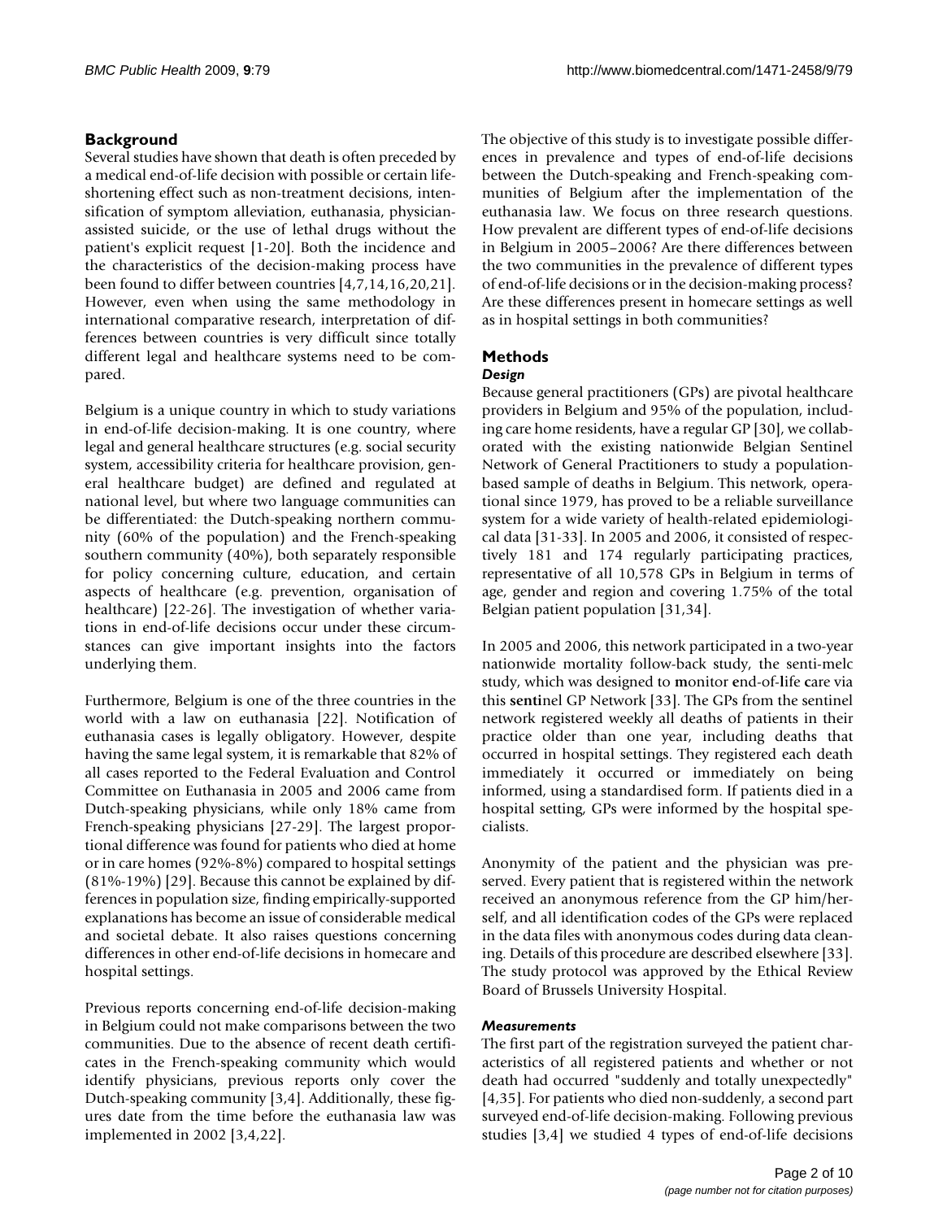## Background

Several studies have shown that death is often preceded by a medical end-of-life decision with possible or certain life-shortening effect such as non-treatment decisions, intensification of symptom alleviation, euthanasia, physician-assisted suicide, or the use of lethal drugs without the patient's explicit request [1-20]. Both the incidence and the characteristics of the decision-making process have been found to differ between countries [4,7,14,16,20,21]. However, even when using the same methodology in international comparative research, interpretation of differences between countries is very difficult since totally different legal and healthcare systems need to be compared.

Belgium is a unique country in which to study variations in end-of-life decision-making. It is one country, where legal and general healthcare structures (e.g. social security system, accessibility criteria for healthcare provision, general healthcare budget) are defined and regulated at national level, but where two language communities can be differentiated: the Dutch-speaking northern community (60% of the population) and the French-speaking southern community (40%), both separately responsible for policy concerning culture, education, and certain aspects of healthcare (e.g. prevention, organisation of healthcare) [22-26]. The investigation of whether variations in end-of-life decisions occur under these circumstances can give important insights into the factors underlying them.

Furthermore, Belgium is one of the three countries in the world with a law on euthanasia [22]. Notification of euthanasia cases is legally obligatory. However, despite having the same legal system, it is remarkable that 82% of all cases reported to the Federal Evaluation and Control Committee on Euthanasia in 2005 and 2006 came from Dutch-speaking physicians, while only 18% came from French-speaking physicians [27-29]. The largest proportional difference was found for patients who died at home or in care homes (92%-8%) compared to hospital settings (81%-19%) [29]. Because this cannot be explained by differences in population size, finding empirically-supported explanations has become an issue of considerable medical and societal debate. It also raises questions concerning differences in other end-of-life decisions in homecare and hospital settings.

Previous reports concerning end-of-life decision-making in Belgium could not make comparisons between the two communities. Due to the absence of recent death certificates in the French-speaking community which would identify physicians, previous reports only cover the Dutch-speaking community [3,4]. Additionally, these figures date from the time before the euthanasia law was implemented in 2002 [3,4,22].

The objective of this study is to investigate possible differences in prevalence and types of end-of-life decisions between the Dutch-speaking and French-speaking communities of Belgium after the implementation of the euthanasia law. We focus on three research questions. How prevalent are different types of end-of-life decisions in Belgium in 2005–2006? Are there differences between the two communities in the prevalence of different types of end-of-life decisions or in the decision-making process? Are these differences present in homecare settings as well as in hospital settings in both communities?

## Methods

### *Design*

Because general practitioners (GPs) are pivotal healthcare providers in Belgium and 95% of the population, including care home residents, have a regular GP [30], we collaborated with the existing nationwide Belgian Sentinel Network of General Practitioners to study a population-based sample of deaths in Belgium. This network, operational since 1979, has proved to be a reliable surveillance system for a wide variety of health-related epidemiological data [31-33]. In 2005 and 2006, it consisted of respectively 181 and 174 regularly participating practices, representative of all 10,578 GPs in Belgium in terms of age, gender and region and covering 1.75% of the total Belgian patient population [31,34].

In 2005 and 2006, this network participated in a two-year nationwide mortality follow-back study, the senti-melc study, which was designed to **m**onitor **e**nd-of-**l**ife **c**are via this **senti**nel GP Network [33]. The GPs from the sentinel network registered weekly all deaths of patients in their practice older than one year, including deaths that occurred in hospital settings. They registered each death immediately it occurred or immediately on being informed, using a standardised form. If patients died in a hospital setting, GPs were informed by the hospital specialists.

Anonymity of the patient and the physician was preserved. Every patient that is registered within the network received an anonymous reference from the GP him/herself, and all identification codes of the GPs were replaced in the data files with anonymous codes during data cleaning. Details of this procedure are described elsewhere [33]. The study protocol was approved by the Ethical Review Board of Brussels University Hospital.

### *Measurements*

The first part of the registration surveyed the patient characteristics of all registered patients and whether or not death had occurred "suddenly and totally unexpectedly" [4,35]. For patients who died non-suddenly, a second part surveyed end-of-life decision-making. Following previous studies [3,4] we studied 4 types of end-of-life decisions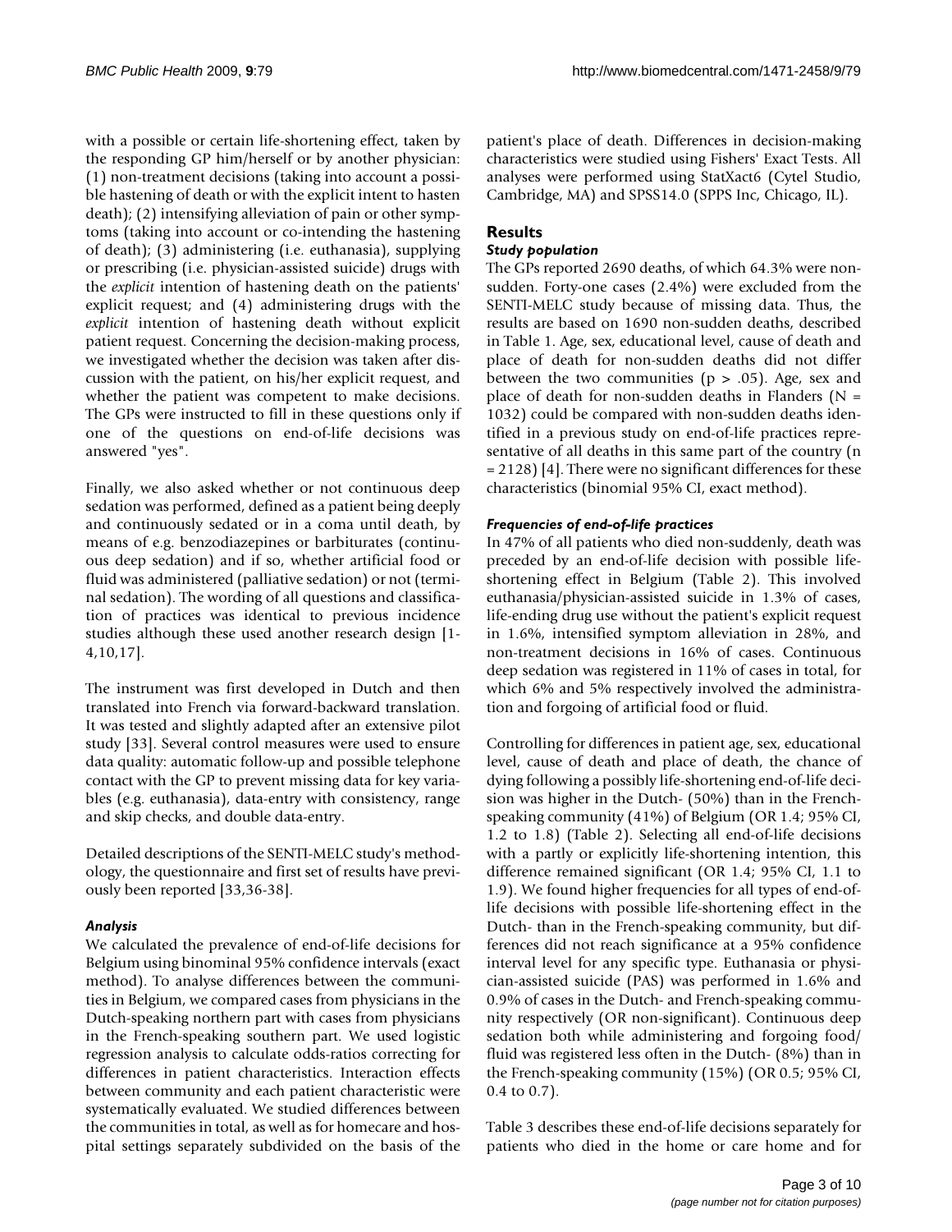with a possible or certain life-shortening effect, taken by the responding GP him/herself or by another physician: (1) non-treatment decisions (taking into account a possible hastening of death or with the explicit intent to hasten death); (2) intensifying alleviation of pain or other symptoms (taking into account or co-intending the hastening of death); (3) administering (i.e. euthanasia), supplying or prescribing (i.e. physician-assisted suicide) drugs with the *explicit* intention of hastening death on the patients' explicit request; and (4) administering drugs with the *explicit* intention of hastening death without explicit patient request. Concerning the decision-making process, we investigated whether the decision was taken after discussion with the patient, on his/her explicit request, and whether the patient was competent to make decisions. The GPs were instructed to fill in these questions only if one of the questions on end-of-life decisions was answered "yes".

Finally, we also asked whether or not continuous deep sedation was performed, defined as a patient being deeply and continuously sedated or in a coma until death, by means of e.g. benzodiazepines or barbiturates (continuous deep sedation) and if so, whether artificial food or fluid was administered (palliative sedation) or not (terminal sedation). The wording of all questions and classification of practices was identical to previous incidence studies although these used another research design [1-4,10,17].

The instrument was first developed in Dutch and then translated into French via forward-backward translation. It was tested and slightly adapted after an extensive pilot study [33]. Several control measures were used to ensure data quality: automatic follow-up and possible telephone contact with the GP to prevent missing data for key variables (e.g. euthanasia), data-entry with consistency, range and skip checks, and double data-entry.

Detailed descriptions of the SENTI-MELC study's methodology, the questionnaire and first set of results have previously been reported [33,36-38].

### *Analysis*

We calculated the prevalence of end-of-life decisions for Belgium using binominal 95% confidence intervals (exact method). To analyse differences between the communities in Belgium, we compared cases from physicians in the Dutch-speaking northern part with cases from physicians in the French-speaking southern part. We used logistic regression analysis to calculate odds-ratios correcting for differences in patient characteristics. Interaction effects between community and each patient characteristic were systematically evaluated. We studied differences between the communities in total, as well as for homecare and hospital settings separately subdivided on the basis of the patient's place of death. Differences in decision-making characteristics were studied using Fishers' Exact Tests. All analyses were performed using StatXact6 (Cytel Studio, Cambridge, MA) and SPSS14.0 (SPPS Inc, Chicago, IL).

## Results

### *Study population*

The GPs reported 2690 deaths, of which 64.3% were non-sudden. Forty-one cases (2.4%) were excluded from the SENTI-MELC study because of missing data. Thus, the results are based on 1690 non-sudden deaths, described in Table 1. Age, sex, educational level, cause of death and place of death for non-sudden deaths did not differ between the two communities ($p > .05$). Age, sex and place of death for non-sudden deaths in Flanders ($N = 1032$) could be compared with non-sudden deaths identified in a previous study on end-of-life practices representative of all deaths in this same part of the country ($n = 2128$) [4]. There were no significant differences for these characteristics (binomial 95% CI, exact method).

### *Frequencies of end-of-life practices*

In 47% of all patients who died non-suddenly, death was preceded by an end-of-life decision with possible life-shortening effect in Belgium (Table 2). This involved euthanasia/physician-assisted suicide in 1.3% of cases, life-ending drug use without the patient's explicit request in 1.6%, intensified symptom alleviation in 28%, and non-treatment decisions in 16% of cases. Continuous deep sedation was registered in 11% of cases in total, for which 6% and 5% respectively involved the administration and forgoing of artificial food or fluid.

Controlling for differences in patient age, sex, educational level, cause of death and place of death, the chance of dying following a possibly life-shortening end-of-life decision was higher in the Dutch- (50%) than in the French-speaking community (41%) of Belgium (OR 1.4; 95% CI, 1.2 to 1.8) (Table 2). Selecting all end-of-life decisions with a partly or explicitly life-shortening intention, this difference remained significant (OR 1.4; 95% CI, 1.1 to 1.9). We found higher frequencies for all types of end-of-life decisions with possible life-shortening effect in the Dutch- than in the French-speaking community, but differences did not reach significance at a 95% confidence interval level for any specific type. Euthanasia or physician-assisted suicide (PAS) was performed in 1.6% and 0.9% of cases in the Dutch- and French-speaking community respectively (OR non-significant). Continuous deep sedation both while administering and forgoing food/fluid was registered less often in the Dutch- (8%) than in the French-speaking community (15%) (OR 0.5; 95% CI, 0.4 to 0.7).

Table 3 describes these end-of-life decisions separately for patients who died in the home or care home and for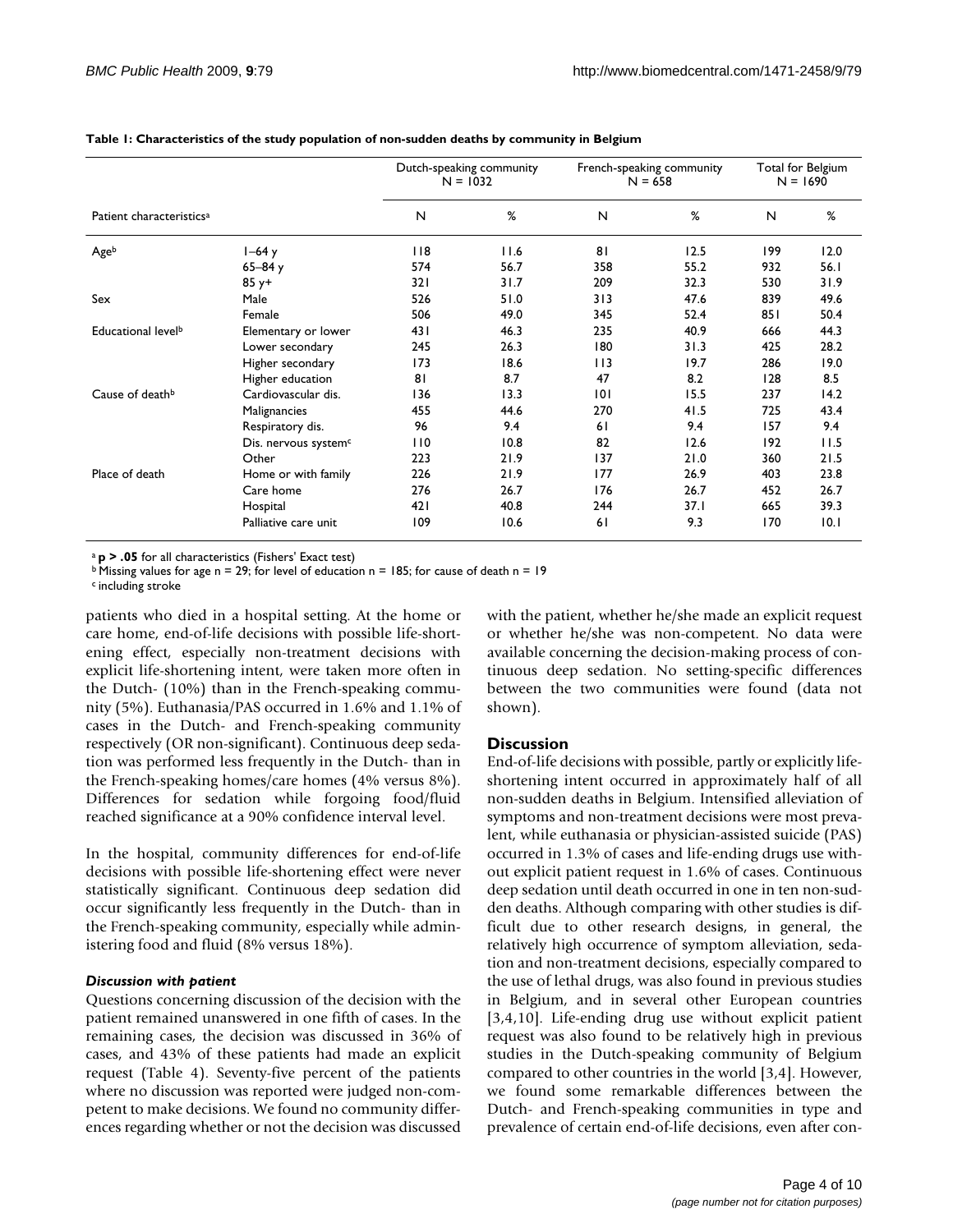**Table 1: Characteristics of the study population of non-sudden deaths by community in Belgium**

| Patient characteristics[a] | | Dutch-speaking community N = 1032 | | French-speaking community N = 658 | | Total for Belgium N = 1690 | |
|---|---|---|---|---|---|---|---|
| | | N | % | N | % | N | % |
| Age[b] | 1–64 y | 118 | 11.6 | 81 | 12.5 | 199 | 12.0 |
| | 65–84 y | 574 | 56.7 | 358 | 55.2 | 932 | 56.1 |
| | 85 y+ | 321 | 31.7 | 209 | 32.3 | 530 | 31.9 |
| Sex | Male | 526 | 51.0 | 313 | 47.6 | 839 | 49.6 |
| | Female | 506 | 49.0 | 345 | 52.4 | 851 | 50.4 |
| Educational level[b] | Elementary or lower | 431 | 46.3 | 235 | 40.9 | 666 | 44.3 |
| | Lower secondary | 245 | 26.3 | 180 | 31.3 | 425 | 28.2 |
| | Higher secondary | 173 | 18.6 | 113 | 19.7 | 286 | 19.0 |
| | Higher education | 81 | 8.7 | 47 | 8.2 | 128 | 8.5 |
| Cause of death[b] | Cardiovascular dis. | 136 | 13.3 | 101 | 15.5 | 237 | 14.2 |
| | Malignancies | 455 | 44.6 | 270 | 41.5 | 725 | 43.4 |
| | Respiratory dis. | 96 | 9.4 | 61 | 9.4 | 157 | 9.4 |
| | Dis. nervous system[c] | 110 | 10.8 | 82 | 12.6 | 192 | 11.5 |
| | Other | 223 | 21.9 | 137 | 21.0 | 360 | 21.5 |
| Place of death | Home or with family | 226 | 21.9 | 177 | 26.9 | 403 | 23.8 |
| | Care home | 276 | 26.7 | 176 | 26.7 | 452 | 26.7 |
| | Hospital | 421 | 40.8 | 244 | 37.1 | 665 | 39.3 |
| | Palliative care unit | 109 | 10.6 | 61 | 9.3 | 170 | 10.1 |

[a] **$p > .05$** for all characteristics (Fishers' Exact test)
[b] Missing values for age n = 29; for level of education n = 185; for cause of death n = 19
[c] including stroke

patients who died in a hospital setting. At the home or care home, end-of-life decisions with possible life-shortening effect, especially non-treatment decisions with explicit life-shortening intent, were taken more often in the Dutch- (10%) than in the French-speaking community (5%). Euthanasia/PAS occurred in 1.6% and 1.1% of cases in the Dutch- and French-speaking community respectively (OR non-significant). Continuous deep sedation was performed less frequently in the Dutch- than in the French-speaking homes/care homes (4% versus 8%). Differences for sedation while forgoing food/fluid reached significance at a 90% confidence interval level.

In the hospital, community differences for end-of-life decisions with possible life-shortening effect were never statistically significant. Continuous deep sedation did occur significantly less frequently in the Dutch- than in the French-speaking community, especially while administering food and fluid (8% versus 18%).

### *Discussion with patient*

Questions concerning discussion of the decision with the patient remained unanswered in one fifth of cases. In the remaining cases, the decision was discussed in 36% of cases, and 43% of these patients had made an explicit request (Table 4). Seventy-five percent of the patients where no discussion was reported were judged non-competent to make decisions. We found no community differences regarding whether or not the decision was discussed with the patient, whether he/she made an explicit request or whether he/she was non-competent. No data were available concerning the decision-making process of continuous deep sedation. No setting-specific differences between the two communities were found (data not shown).

## Discussion

End-of-life decisions with possible, partly or explicitly life-shortening intent occurred in approximately half of all non-sudden deaths in Belgium. Intensified alleviation of symptoms and non-treatment decisions were most prevalent, while euthanasia or physician-assisted suicide (PAS) occurred in 1.3% of cases and life-ending drugs use without explicit patient request in 1.6% of cases. Continuous deep sedation until death occurred in one in ten non-sudden deaths. Although comparing with other studies is difficult due to other research designs, in general, the relatively high occurrence of symptom alleviation, sedation and non-treatment decisions, especially compared to the use of lethal drugs, was also found in previous studies in Belgium, and in several other European countries [3,4,10]. Life-ending drug use without explicit patient request was also found to be relatively high in previous studies in the Dutch-speaking community of Belgium compared to other countries in the world [3,4]. However, we found some remarkable differences between the Dutch- and French-speaking communities in type and prevalence of certain end-of-life decisions, even after con-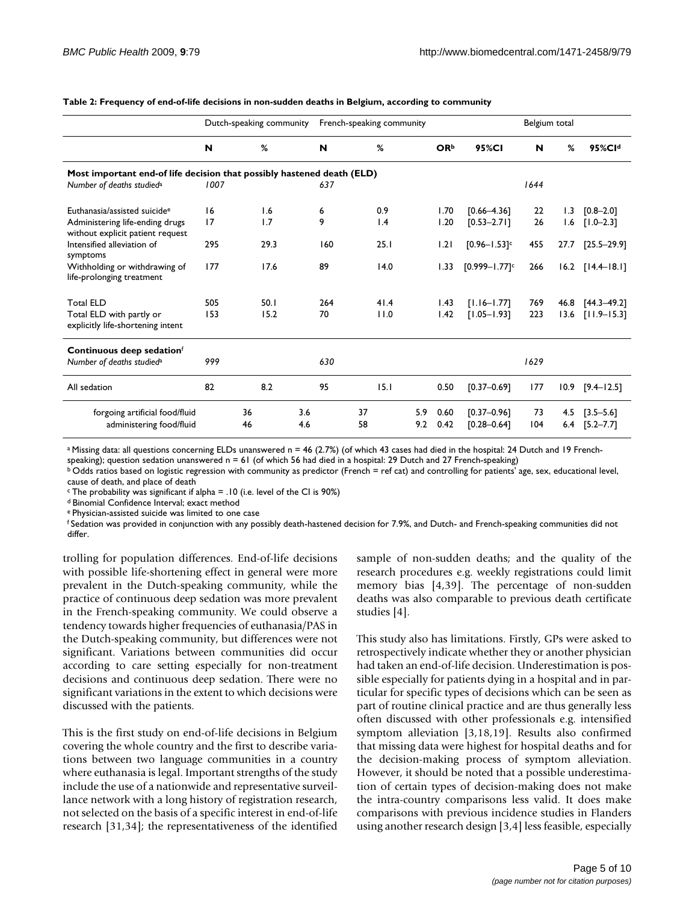**Table 2: Frequency of end-of-life decisions in non-sudden deaths in Belgium, according to community**

| | Dutch-speaking community | | French-speaking community | | | | Belgium total | | |
|---|---|---|---|---|---|---|---|---|---|
| | N | % | N | % | OR[b] | 95%CI | N | % | 95%CI[d] |
| **Most important end-of life decision that possibly hastened death (ELD)** | | | | | | | | | |
| *Number of deaths studied*[a] | *1007* | | *637* | | | | *1644* | | |
| Euthanasia/assisted suicide[e] | 16 | 1.6 | 6 | 0.9 | 1.70 | [0.66–4.36] | 22 | 1.3 | [0.8–2.0] |
| Administering life-ending drugs without explicit patient request | 17 | 1.7 | 9 | 1.4 | 1.20 | [0.53–2.71] | 26 | 1.6 | [1.0–2.3] |
| Intensified alleviation of symptoms | 295 | 29.3 | 160 | 25.1 | 1.21 | [0.96–1.53][c] | 455 | 27.7 | [25.5–29.9] |
| Withholding or withdrawing of life-prolonging treatment | 177 | 17.6 | 89 | 14.0 | 1.33 | [0.999–1.77][c] | 266 | 16.2 | [14.4–18.1] |
| Total ELD | 505 | 50.1 | 264 | 41.4 | 1.43 | [1.16–1.77] | 769 | 46.8 | [44.3–49.2] |
| Total ELD with partly or explicitly life-shortening intent | 153 | 15.2 | 70 | 11.0 | 1.42 | [1.05–1.93] | 223 | 13.6 | [11.9–15.3] |
| **Continuous deep sedation**[f] | | | | | | | | | |
| *Number of deaths studied*[a] | *999* | | *630* | | | | *1629* | | |
| All sedation | 82 | 8.2 | 95 | 15.1 | 0.50 | [0.37–0.69] | 177 | 10.9 | [9.4–12.5] |
| forgoing artificial food/fluid | 36 | 3.6 | 37 | 5.9 | 0.60 | [0.37–0.96] | 73 | 4.5 | [3.5–5.6] |
| administering food/fluid | 46 | 4.6 | 58 | 9.2 | 0.42 | [0.28–0.64] | 104 | 6.4 | [5.2–7.7] |

[a] Missing data: all questions concerning ELDs unanswered n = 46 (2.7%) (of which 43 cases had died in the hospital: 24 Dutch and 19 French-speaking); question sedation unanswered n = 61 (of which 56 had died in a hospital: 29 Dutch and 27 French-speaking)
[b] Odds ratios based on logistic regression with community as predictor (French = ref cat) and controlling for patients' age, sex, educational level, cause of death, and place of death
[c] The probability was significant if alpha = .10 (i.e. level of the CI is 90%)
[d] Binomial Confidence Interval; exact method
[e] Physician-assisted suicide was limited to one case
[f] Sedation was provided in conjunction with any possibly death-hastened decision for 7.9%, and Dutch- and French-speaking communities did not differ.

trolling for population differences. End-of-life decisions with possible life-shortening effect in general were more prevalent in the Dutch-speaking community, while the practice of continuous deep sedation was more prevalent in the French-speaking community. We could observe a tendency towards higher frequencies of euthanasia/PAS in the Dutch-speaking community, but differences were not significant. Variations between communities did occur according to care setting especially for non-treatment decisions and continuous deep sedation. There were no significant variations in the extent to which decisions were discussed with the patients.

This is the first study on end-of-life decisions in Belgium covering the whole country and the first to describe variations between two language communities in a country where euthanasia is legal. Important strengths of the study include the use of a nationwide and representative surveillance network with a long history of registration research, not selected on the basis of a specific interest in end-of-life research [31,34]; the representativeness of the identified sample of non-sudden deaths; and the quality of the research procedures e.g. weekly registrations could limit memory bias [4,39]. The percentage of non-sudden deaths was also comparable to previous death certificate studies [4].

This study also has limitations. Firstly, GPs were asked to retrospectively indicate whether they or another physician had taken an end-of-life decision. Underestimation is possible especially for patients dying in a hospital and in particular for specific types of decisions which can be seen as part of routine clinical practice and are thus generally less often discussed with other professionals e.g. intensified symptom alleviation [3,18,19]. Results also confirmed that missing data were highest for hospital deaths and for the decision-making process of symptom alleviation. However, it should be noted that a possible underestimation of certain types of decision-making does not make the intra-country comparisons less valid. It does make comparisons with previous incidence studies in Flanders using another research design [3,4] less feasible, especially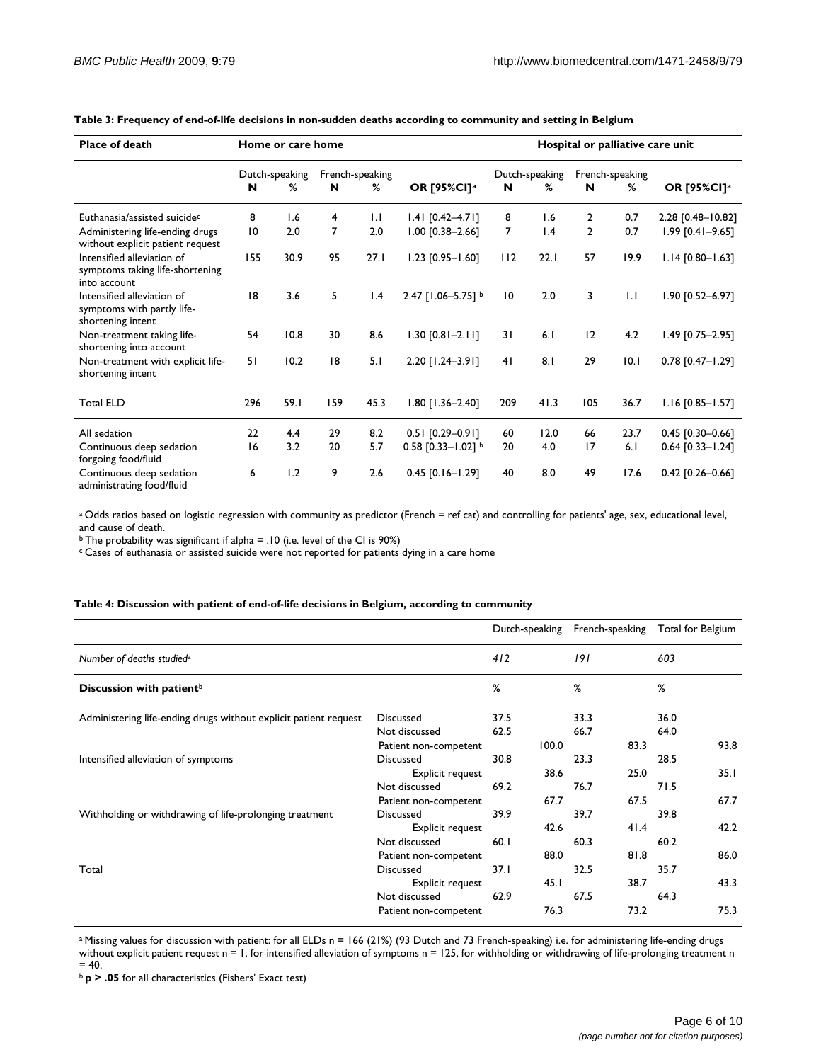**Table 3: Frequency of end-of-life decisions in non-sudden deaths according to community and setting in Belgium**

| Place of death | Home or care home | | | | | Hospital or palliative care unit | | | | |
|---|---|---|---|---|---|---|---|---|---|---|
| | Dutch-speaking | | French-speaking | | | Dutch-speaking | | French-speaking | | |
| | N | % | N | % | OR [95%CI][a] | N | % | N | % | OR [95%CI][a] |
| Euthanasia/assisted suicide[c] | 8 | 1.6 | 4 | 1.1 | 1.41 [0.42–4.71] | 8 | 1.6 | 2 | 0.7 | 2.28 [0.48–10.82] |
| Administering life-ending drugs without explicit patient request | 10 | 2.0 | 7 | 2.0 | 1.00 [0.38–2.66] | 7 | 1.4 | 2 | 0.7 | 1.99 [0.41–9.65] |
| Intensified alleviation of symptoms taking life-shortening into account | 155 | 30.9 | 95 | 27.1 | 1.23 [0.95–1.60] | 112 | 22.1 | 57 | 19.9 | 1.14 [0.80–1.63] |
| Intensified alleviation of symptoms with partly life-shortening intent | 18 | 3.6 | 5 | 1.4 | 2.47 [1.06–5.75] [b] | 10 | 2.0 | 3 | 1.1 | 1.90 [0.52–6.97] |
| Non-treatment taking life-shortening into account | 54 | 10.8 | 30 | 8.6 | 1.30 [0.81–2.11] | 31 | 6.1 | 12 | 4.2 | 1.49 [0.75–2.95] |
| Non-treatment with explicit life-shortening intent | 51 | 10.2 | 18 | 5.1 | 2.20 [1.24–3.91] | 41 | 8.1 | 29 | 10.1 | 0.78 [0.47–1.29] |
| Total ELD | 296 | 59.1 | 159 | 45.3 | 1.80 [1.36–2.40] | 209 | 41.3 | 105 | 36.7 | 1.16 [0.85–1.57] |
| All sedation | 22 | 4.4 | 29 | 8.2 | 0.51 [0.29–0.91] | 60 | 12.0 | 66 | 23.7 | 0.45 [0.30–0.66] |
| Continuous deep sedation forgoing food/fluid | 16 | 3.2 | 20 | 5.7 | 0.58 [0.33–1.02] [b] | 20 | 4.0 | 17 | 6.1 | 0.64 [0.33–1.24] |
| Continuous deep sedation administrating food/fluid | 6 | 1.2 | 9 | 2.6 | 0.45 [0.16–1.29] | 40 | 8.0 | 49 | 17.6 | 0.42 [0.26–0.66] |

[a] Odds ratios based on logistic regression with community as predictor (French = ref cat) and controlling for patients' age, sex, educational level, and cause of death.
[b] The probability was significant if alpha = .10 (i.e. level of the CI is 90%)
[c] Cases of euthanasia or assisted suicide were not reported for patients dying in a care home

**Table 4: Discussion with patient of end-of-life decisions in Belgium, according to community**

| | | Dutch-speaking | | French-speaking | | Total for Belgium | |
|---|---|---|---|---|---|---|---|
| *Number of deaths studied*[a] | | *412* | | *191* | | *603* | |
| **Discussion with patient**[b] | | % | | % | | % | |
| Administering life-ending drugs without explicit patient request | Discussed | 37.5 | | 33.3 | | 36.0 | |
| | Not discussed | 62.5 | | 66.7 | | 64.0 | |
| | Patient non-competent | | 100.0 | | 83.3 | | 93.8 |
| Intensified alleviation of symptoms | Discussed | 30.8 | | 23.3 | | 28.5 | |
| | Explicit request | | 38.6 | | 25.0 | | 35.1 |
| | Not discussed | 69.2 | | 76.7 | | 71.5 | |
| | Patient non-competent | | 67.7 | | 67.5 | | 67.7 |
| Withholding or withdrawing of life-prolonging treatment | Discussed | 39.9 | | 39.7 | | 39.8 | |
| | Explicit request | | 42.6 | | 41.4 | | 42.2 |
| | Not discussed | 60.1 | | 60.3 | | 60.2 | |
| | Patient non-competent | | 88.0 | | 81.8 | | 86.0 |
| Total | Discussed | 37.1 | | 32.5 | | 35.7 | |
| | Explicit request | | 45.1 | | 38.7 | | 43.3 |
| | Not discussed | 62.9 | | 67.5 | | 64.3 | |
| | Patient non-competent | | 76.3 | | 73.2 | | 75.3 |

[a] Missing values for discussion with patient: for all ELDs n = 166 (21%) (93 Dutch and 73 French-speaking) i.e. for administering life-ending drugs without explicit patient request n = 1, for intensified alleviation of symptoms n = 125, for withholding or withdrawing of life-prolonging treatment n = 40.
[b] **p > .05** for all characteristics (Fishers' Exact test)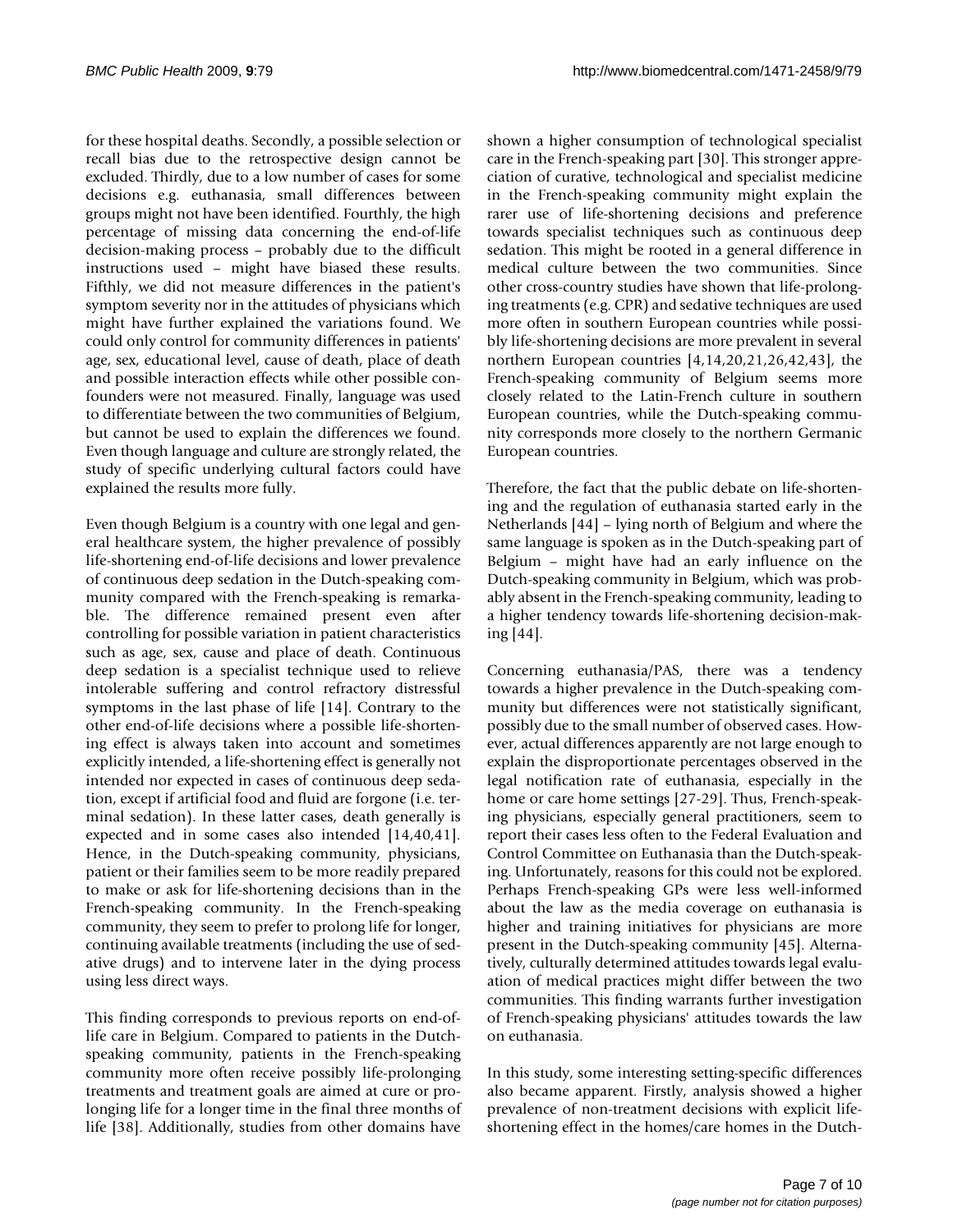for these hospital deaths. Secondly, a possible selection or recall bias due to the retrospective design cannot be excluded. Thirdly, due to a low number of cases for some decisions e.g. euthanasia, small differences between groups might not have been identified. Fourthly, the high percentage of missing data concerning the end-of-life decision-making process – probably due to the difficult instructions used – might have biased these results. Fifthly, we did not measure differences in the patient's symptom severity nor in the attitudes of physicians which might have further explained the variations found. We could only control for community differences in patients' age, sex, educational level, cause of death, place of death and possible interaction effects while other possible confounders were not measured. Finally, language was used to differentiate between the two communities of Belgium, but cannot be used to explain the differences we found. Even though language and culture are strongly related, the study of specific underlying cultural factors could have explained the results more fully.

Even though Belgium is a country with one legal and general healthcare system, the higher prevalence of possibly life-shortening end-of-life decisions and lower prevalence of continuous deep sedation in the Dutch-speaking community compared with the French-speaking is remarkable. The difference remained present even after controlling for possible variation in patient characteristics such as age, sex, cause and place of death. Continuous deep sedation is a specialist technique used to relieve intolerable suffering and control refractory distressful symptoms in the last phase of life [14]. Contrary to the other end-of-life decisions where a possible life-shortening effect is always taken into account and sometimes explicitly intended, a life-shortening effect is generally not intended nor expected in cases of continuous deep sedation, except if artificial food and fluid are forgone (i.e. terminal sedation). In these latter cases, death generally is expected and in some cases also intended [14,40,41]. Hence, in the Dutch-speaking community, physicians, patient or their families seem to be more readily prepared to make or ask for life-shortening decisions than in the French-speaking community. In the French-speaking community, they seem to prefer to prolong life for longer, continuing available treatments (including the use of sedative drugs) and to intervene later in the dying process using less direct ways.

This finding corresponds to previous reports on end-of-life care in Belgium. Compared to patients in the Dutch-speaking community, patients in the French-speaking community more often receive possibly life-prolonging treatments and treatment goals are aimed at cure or prolonging life for a longer time in the final three months of life [38]. Additionally, studies from other domains have shown a higher consumption of technological specialist care in the French-speaking part [30]. This stronger appreciation of curative, technological and specialist medicine in the French-speaking community might explain the rarer use of life-shortening decisions and preference towards specialist techniques such as continuous deep sedation. This might be rooted in a general difference in medical culture between the two communities. Since other cross-country studies have shown that life-prolonging treatments (e.g. CPR) and sedative techniques are used more often in southern European countries while possibly life-shortening decisions are more prevalent in several northern European countries [4,14,20,21,26,42,43], the French-speaking community of Belgium seems more closely related to the Latin-French culture in southern European countries, while the Dutch-speaking community corresponds more closely to the northern Germanic European countries.

Therefore, the fact that the public debate on life-shortening and the regulation of euthanasia started early in the Netherlands [44] – lying north of Belgium and where the same language is spoken as in the Dutch-speaking part of Belgium – might have had an early influence on the Dutch-speaking community in Belgium, which was probably absent in the French-speaking community, leading to a higher tendency towards life-shortening decision-making [44].

Concerning euthanasia/PAS, there was a tendency towards a higher prevalence in the Dutch-speaking community but differences were not statistically significant, possibly due to the small number of observed cases. However, actual differences apparently are not large enough to explain the disproportionate percentages observed in the legal notification rate of euthanasia, especially in the home or care home settings [27-29]. Thus, French-speaking physicians, especially general practitioners, seem to report their cases less often to the Federal Evaluation and Control Committee on Euthanasia than the Dutch-speaking. Unfortunately, reasons for this could not be explored. Perhaps French-speaking GPs were less well-informed about the law as the media coverage on euthanasia is higher and training initiatives for physicians are more present in the Dutch-speaking community [45]. Alternatively, culturally determined attitudes towards legal evaluation of medical practices might differ between the two communities. This finding warrants further investigation of French-speaking physicians' attitudes towards the law on euthanasia.

In this study, some interesting setting-specific differences also became apparent. Firstly, analysis showed a higher prevalence of non-treatment decisions with explicit life-shortening effect in the homes/care homes in the Dutch-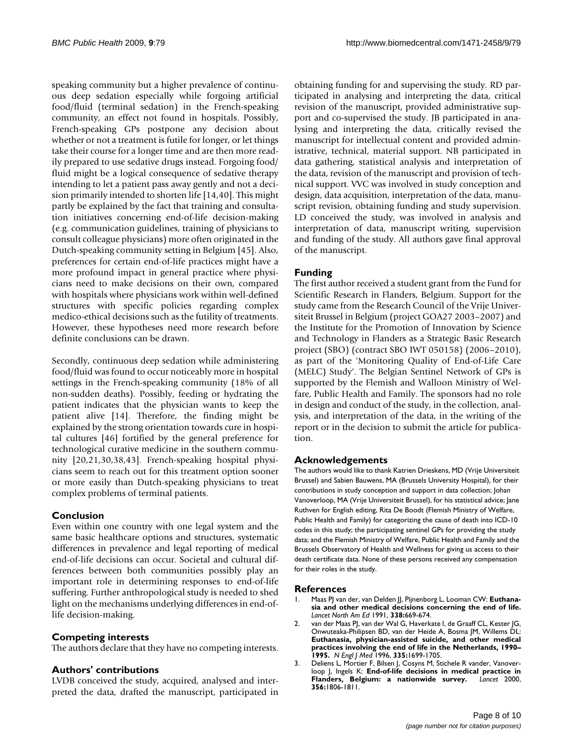speaking community but a higher prevalence of continuous deep sedation especially while forgoing artificial food/fluid (terminal sedation) in the French-speaking community, an effect not found in hospitals. Possibly, French-speaking GPs postpone any decision about whether or not a treatment is futile for longer, or let things take their course for a longer time and are then more readily prepared to use sedative drugs instead. Forgoing food/fluid might be a logical consequence of sedative therapy intending to let a patient pass away gently and not a decision primarily intended to shorten life [14,40]. This might partly be explained by the fact that training and consultation initiatives concerning end-of-life decision-making (e.g. communication guidelines, training of physicians to consult colleague physicians) more often originated in the Dutch-speaking community setting in Belgium [45]. Also, preferences for certain end-of-life practices might have a more profound impact in general practice where physicians need to make decisions on their own, compared with hospitals where physicians work within well-defined structures with specific policies regarding complex medico-ethical decisions such as the futility of treatments. However, these hypotheses need more research before definite conclusions can be drawn.

Secondly, continuous deep sedation while administering food/fluid was found to occur noticeably more in hospital settings in the French-speaking community (18% of all non-sudden deaths). Possibly, feeding or hydrating the patient indicates that the physician wants to keep the patient alive [14]. Therefore, the finding might be explained by the strong orientation towards cure in hospital cultures [46] fortified by the general preference for technological curative medicine in the southern community [20,21,30,38,43]. French-speaking hospital physicians seem to reach out for this treatment option sooner or more easily than Dutch-speaking physicians to treat complex problems of terminal patients.

## Conclusion

Even within one country with one legal system and the same basic healthcare options and structures, systematic differences in prevalence and legal reporting of medical end-of-life decisions can occur. Societal and cultural differences between both communities possibly play an important role in determining responses to end-of-life suffering. Further anthropological study is needed to shed light on the mechanisms underlying differences in end-of-life decision-making.

## Competing interests

The authors declare that they have no competing interests.

## Authors' contributions

LVDB conceived the study, acquired, analysed and interpreted the data, drafted the manuscript, participated in obtaining funding for and supervising the study. RD participated in analysing and interpreting the data, critical revision of the manuscript, provided administrative support and co-supervised the study. JB participated in analysing and interpreting the data, critically revised the manuscript for intellectual content and provided administrative, technical, material support. NB participated in data gathering, statistical analysis and interpretation of the data, revision of the manuscript and provision of technical support. VVC was involved in study conception and design, data acquisition, interpretation of the data, manuscript revision, obtaining funding and study supervision. LD conceived the study, was involved in analysis and interpretation of data, manuscript writing, supervision and funding of the study. All authors gave final approval of the manuscript.

## Funding

The first author received a student grant from the Fund for Scientific Research in Flanders, Belgium. Support for the study came from the Research Council of the Vrije Universiteit Brussel in Belgium (project GOA27 2003–2007) and the Institute for the Promotion of Innovation by Science and Technology in Flanders as a Strategic Basic Research project (SBO) (contract SBO IWT 050158) (2006–2010), as part of the 'Monitoring Quality of End-of-Life Care (MELC) Study'. The Belgian Sentinel Network of GPs is supported by the Flemish and Walloon Ministry of Welfare, Public Health and Family. The sponsors had no role in design and conduct of the study, in the collection, analysis, and interpretation of the data, in the writing of the report or in the decision to submit the article for publication.

## Acknowledgements

The authors would like to thank Katrien Drieskens, MD (Vrije Universiteit Brussel) and Sabien Bauwens, MA (Brussels University Hospital), for their contributions in study conception and support in data collection; Johan Vanoverloop, MA (Vrije Universiteit Brussel), for his statistical advice; Jane Ruthven for English editing, Rita De Boodt (Flemish Ministry of Welfare, Public Health and Family) for categorizing the cause of death into ICD-10 codes in this study; the participating sentinel GPs for providing the study data; and the Flemish Ministry of Welfare, Public Health and Family and the Brussels Observatory of Health and Wellness for giving us access to their death certificate data. None of these persons received any compensation for their roles in the study.

## References

1. Maas PJ van der, van Delden JJ, Pijnenborg L, Looman CW: **Euthanasia and other medical decisions concerning the end of life.** *Lancet North Am Ed* 1991, **338:**669-674.
2. van der Maas PJ, van der Wal G, Haverkate I, de Graaff CL, Kester JG, Onwuteaka-Philipsen BD, van der Heide A, Bosma JM, Willems DL: **Euthanasia, physician-assisted suicide, and other medical practices involving the end of life in the Netherlands, 1990–1995.** *N Engl J Med* 1996, **335:**1699-1705.
3. Deliens L, Mortier F, Bilsen J, Cosyns M, Stichele R vander, Vanoverloop J, Ingels K: **End-of-life decisions in medical practice in Flanders, Belgium: a nationwide survey.** *Lancet* 2000, **356:**1806-1811.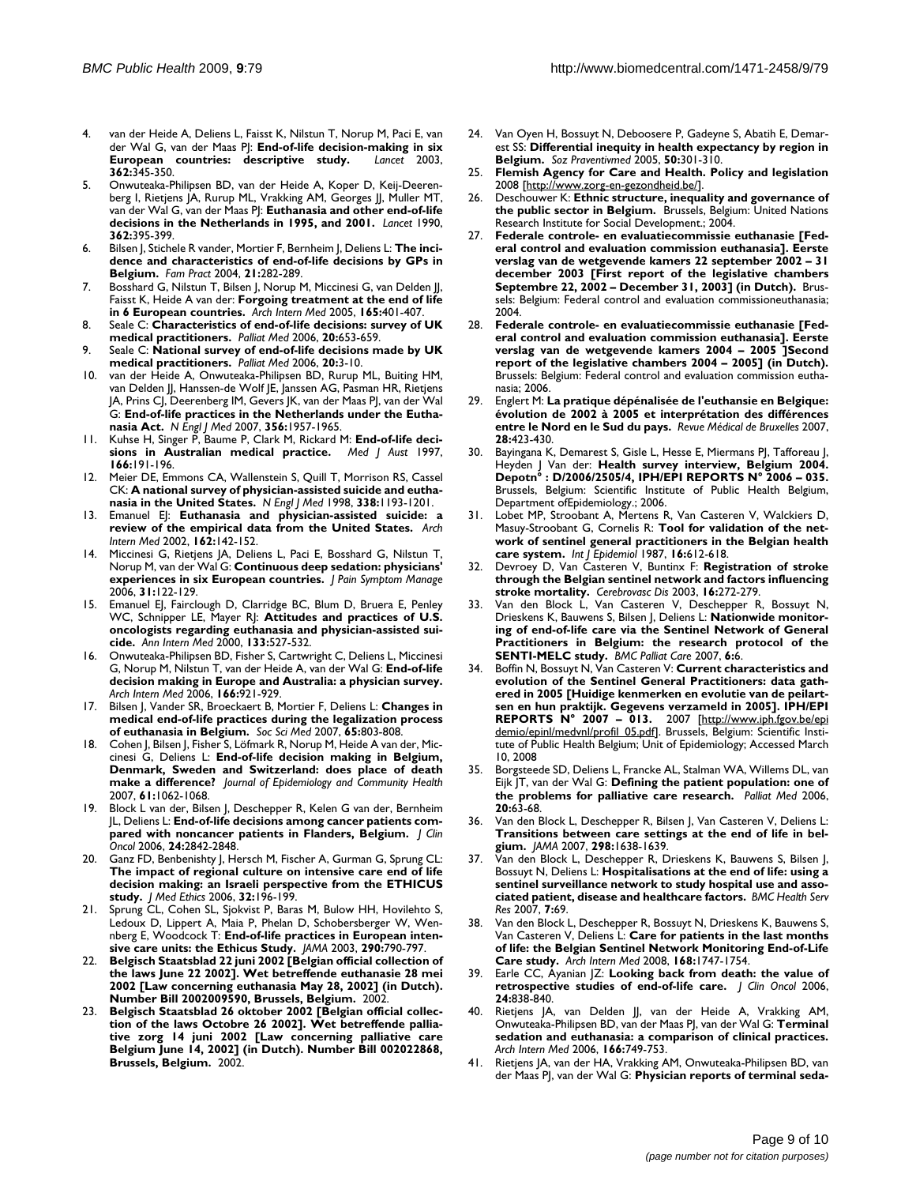4. van der Heide A, Deliens L, Faisst K, Nilstun T, Norup M, Paci E, van der Wal G, van der Maas PJ: **End-of-life decision-making in six European countries: descriptive study.** *Lancet* 2003, **362:**345-350.
5. Onwuteaka-Philipsen BD, van der Heide A, Koper D, Keij-Deerenberg I, Rietjens JA, Rurup ML, Vrakking AM, Georges JJ, Muller MT, van der Wal G, van der Maas PJ: **Euthanasia and other end-of-life decisions in the Netherlands in 1995, and 2001.** *Lancet* 1990, **362:**395-399.
6. Bilsen J, Stichele R vander, Mortier F, Bernheim J, Deliens L: **The incidence and characteristics of end-of-life decisions by GPs in Belgium.** *Fam Pract* 2004, **21:**282-289.
7. Bosshard G, Nilstun T, Bilsen J, Norup M, Miccinesi G, van Delden JJ, Faisst K, Heide A van der: **Forgoing treatment at the end of life in 6 European countries.** *Arch Intern Med* 2005, **165:**401-407.
8. Seale C: **Characteristics of end-of-life decisions: survey of UK medical practitioners.** *Palliat Med* 2006, **20:**653-659.
9. Seale C: **National survey of end-of-life decisions made by UK medical practitioners.** *Palliat Med* 2006, **20:**3-10.
10. van der Heide A, Onwuteaka-Philipsen BD, Rurup ML, Buiting HM, van Delden JJ, Hanssen-de Wolf JE, Janssen AG, Pasman HR, Rietjens JA, Prins CJ, Deerenberg IM, Gevers JK, van der Maas PJ, van der Wal G: **End-of-life practices in the Netherlands under the Euthanasia Act.** *N Engl J Med* 2007, **356:**1957-1965.
11. Kuhse H, Singer P, Baume P, Clark M, Rickard M: **End-of-life decisions in Australian medical practice.** *Med J Aust* 1997, **166:**191-196.
12. Meier DE, Emmons CA, Wallenstein S, Quill T, Morrison RS, Cassel CK: **A national survey of physician-assisted suicide and euthanasia in the United States.** *N Engl J Med* 1998, **338:**1193-1201.
13. Emanuel EJ: **Euthanasia and physician-assisted suicide: a review of the empirical data from the United States.** *Arch Intern Med* 2002, **162:**142-152.
14. Miccinesi G, Rietjens JA, Deliens L, Paci E, Bosshard G, Nilstun T, Norup M, van der Wal G: **Continuous deep sedation: physicians' experiences in six European countries.** *J Pain Symptom Manage* 2006, **31:**122-129.
15. Emanuel EJ, Fairclough D, Clarridge BC, Blum D, Bruera E, Penley WC, Schnipper LE, Mayer RJ: **Attitudes and practices of U.S. oncologists regarding euthanasia and physician-assisted suicide.** *Ann Intern Med* 2000, **133:**527-532.
16. Onwuteaka-Philipsen BD, Fisher S, Cartwright C, Deliens L, Miccinesi G, Norup M, Nilstun T, van der Heide A, van der Wal G: **End-of-life decision making in Europe and Australia: a physician survey.** *Arch Intern Med* 2006, **166:**921-929.
17. Bilsen J, Vander SR, Broeckaert B, Mortier F, Deliens L: **Changes in medical end-of-life practices during the legalization process of euthanasia in Belgium.** *Soc Sci Med* 2007, **65:**803-808.
18. Cohen J, Bilsen J, Fisher S, Löfmark R, Norup M, Heide A van der, Miccinesi G, Deliens L: **End-of-life decision making in Belgium, Denmark, Sweden and Switzerland: does place of death make a difference?** *Journal of Epidemiology and Community Health* 2007, **61:**1062-1068.
19. Block L van der, Bilsen J, Deschepper R, Kelen G van der, Bernheim JL, Deliens L: **End-of-life decisions among cancer patients compared with noncancer patients in Flanders, Belgium.** *J Clin Oncol* 2006, **24:**2842-2848.
20. Ganz FD, Benbenishty J, Hersch M, Fischer A, Gurman G, Sprung CL: **The impact of regional culture on intensive care end of life decision making: an Israeli perspective from the ETHICUS study.** *J Med Ethics* 2006, **32:**196-199.
21. Sprung CL, Cohen SL, Sjokvist P, Baras M, Bulow HH, Hovilehto S, Ledoux D, Lippert A, Maia P, Phelan D, Schobersberger W, Wennberg E, Woodcock T: **End-of-life practices in European intensive care units: the Ethicus Study.** *JAMA* 2003, **290:**790-797.
22. **Belgisch Staatsblad 22 juni 2002 [Belgian official collection of the laws June 22 2002]. Wet betreffende euthanasie 28 mei 2002 [Law concerning euthanasia May 28, 2002] (in Dutch). Number Bill 2002009590, Brussels, Belgium.** 2002.
23. **Belgisch Staatsblad 26 oktober 2002 [Belgian official collection of the laws Octobre 26 2002]. Wet betreffende palliatieve zorg 14 juni 2002 [Law concerning palliative care Belgium June 14, 2002] (in Dutch). Number Bill 002022868, Brussels, Belgium.** 2002.
24. Van Oyen H, Bossuyt N, Deboosere P, Gadeyne S, Abatih E, Demarest SS: **Differential inequity in health expectancy by region in Belgium.** *Soz Praventivmed* 2005, **50:**301-310.
25. **Flemish Agency for Care and Health. Policy and legislation** 2008 [http://www.zorg-en-gezondheid.be/].
26. Deschouwer K: **Ethnic structure, inequality and governance of the public sector in Belgium.** Brussels, Belgium: United Nations Research Institute for Social Development.; 2004.
27. **Federale controle- en evaluatiecommissie euthanasie [Federal control and evaluation commission euthanasia]. Eerste verslag van de wetgevende kamers 22 september 2002 – 31 december 2003 [First report of the legislative chambers Septembre 22, 2002 – December 31, 2003] (in Dutch).** Brussels: Belgium: Federal control and evaluation commissioneuthanasia; 2004.
28. **Federale controle- en evaluatiecommissie euthanasie [Federal control and evaluation commission euthanasia]. Eerste verslag van de wetgevende kamers 2004 – 2005 ]Second report of the legislative chambers 2004 – 2005] (in Dutch).** Brussels: Belgium: Federal control and evaluation commission euthanasia; 2006.
29. Englert M: **La pratique dépénalisée de l'euthanasie en Belgique: évolution de 2002 à 2005 et interprétation des différences entre le Nord en le Sud du pays.** *Revue Médical de Bruxelles* 2007, **28:**423-430.
30. Bayingana K, Demarest S, Gisle L, Hesse E, Miermans PJ, Tafforeau J, Heyden J Van der: **Health survey interview, Belgium 2004. Depotn° : D/2006/2505/4, IPH/EPI REPORTS N° 2006 – 035.** Brussels, Belgium: Scientific Institute of Public Health Belgium, Department ofEpidemiology.; 2006.
31. Lobet MP, Stroobant A, Mertens R, Van Casteren V, Walckiers D, Masuy-Stroobant G, Cornelis R: **Tool for validation of the network of sentinel general practitioners in the Belgian health care system.** *Int J Epidemiol* 1987, **16:**612-618.
32. Devroey D, Van Casteren V, Buntinx F: **Registration of stroke through the Belgian sentinel network and factors influencing stroke mortality.** *Cerebrovasc Dis* 2003, **16:**272-279.
33. Van den Block L, Van Casteren V, Deschepper R, Bossuyt N, Drieskens K, Bauwens S, Bilsen J, Deliens L: **Nationwide monitoring of end-of-life care via the Sentinel Network of General Practitioners in Belgium: the research protocol of the SENTI-MELC study.** *BMC Palliat Care* 2007, **6:**6.
34. Boffin N, Bossuyt N, Van Casteren V: **Current characteristics and evolution of the Sentinel General Practitioners: data gathered in 2005 [Huidige kenmerken en evolutie van de peilartsen en hun praktijk. Gegevens verzameld in 2005]. IPH/EPI REPORTS N° 2007 – 013.** 2007 [http://www.iph.fgov.be/epidemio/epinl/medvnl/profil_05.pdf]. Brussels, Belgium: Scientific Institute of Public Health Belgium; Unit of Epidemiology; Accessed March 10, 2008
35. Borgsteede SD, Deliens L, Francke AL, Stalman WA, Willems DL, van Eijk JT, van der Wal G: **Defining the patient population: one of the problems for palliative care research.** *Palliat Med* 2006, **20:**63-68.
36. Van den Block L, Deschepper R, Bilsen J, Van Casteren V, Deliens L: **Transitions between care settings at the end of life in belgium.** *JAMA* 2007, **298:**1638-1639.
37. Van den Block L, Deschepper R, Drieskens K, Bauwens S, Bilsen J, Bossuyt N, Deliens L: **Hospitalisations at the end of life: using a sentinel surveillance network to study hospital use and associated patient, disease and healthcare factors.** *BMC Health Serv Res* 2007, **7:**69.
38. Van den Block L, Deschepper R, Bossuyt N, Drieskens K, Bauwens S, Van Casteren V, Deliens L: **Care for patients in the last months of life: the Belgian Sentinel Network Monitoring End-of-Life Care study.** *Arch Intern Med* 2008, **168:**1747-1754.
39. Earle CC, Ayanian JZ: **Looking back from death: the value of retrospective studies of end-of-life care.** *J Clin Oncol* 2006, **24:**838-840.
40. Rietjens JA, van Delden JJ, van der Heide A, Vrakking AM, Onwuteaka-Philipsen BD, van der Maas PJ, van der Wal G: **Terminal sedation and euthanasia: a comparison of clinical practices.** *Arch Intern Med* 2006, **166:**749-753.
41. Rietjens JA, van der HA, Vrakking AM, Onwuteaka-Philipsen BD, van der Maas PJ, van der Wal G: **Physician reports of terminal seda-**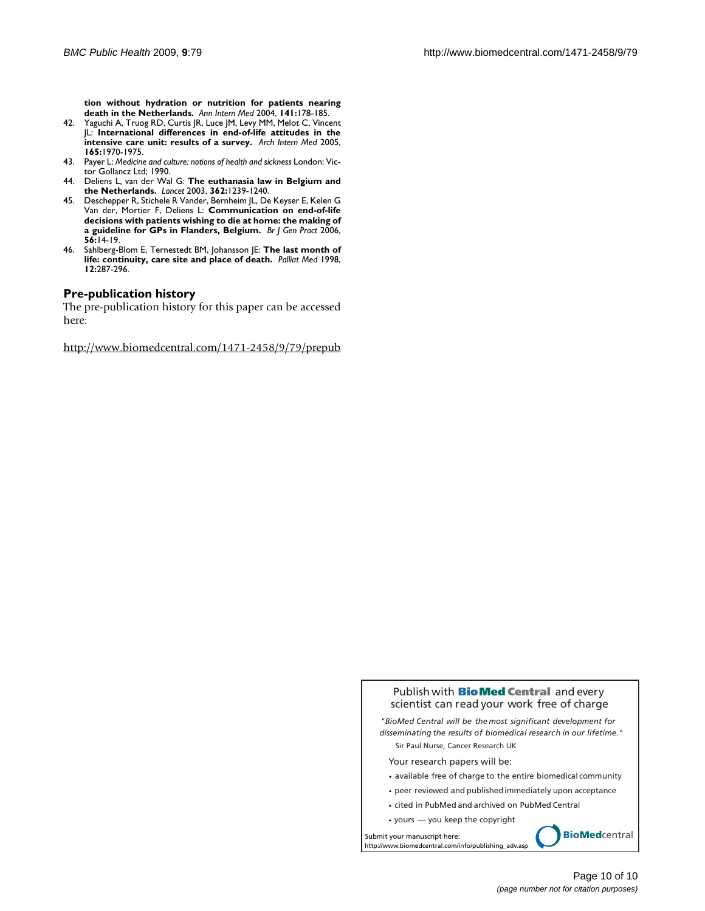**tion without hydration or nutrition for patients nearing death in the Netherlands.** *Ann Intern Med* 2004, **141:**178-185.

42. Yaguchi A, Truog RD, Curtis JR, Luce JM, Levy MM, Melot C, Vincent JL: **International differences in end-of-life attitudes in the intensive care unit: results of a survey.** *Arch Intern Med* 2005, **165:**1970-1975.
43. Payer L: *Medicine and culture: notions of health and sickness* London: Victor Gollancz Ltd; 1990.
44. Deliens L, van der Wal G: **The euthanasia law in Belgium and the Netherlands.** *Lancet* 2003, **362:**1239-1240.
45. Deschepper R, Stichele R Vander, Bernheim JL, De Keyser E, Kelen G Van der, Mortier F, Deliens L: **Communication on end-of-life decisions with patients wishing to die at home: the making of a guideline for GPs in Flanders, Belgium.** *Br J Gen Pract* 2006, **56:**14-19.
46. Sahlberg-Blom E, Ternestedt BM, Johansson JE: **The last month of life: continuity, care site and place of death.** *Palliat Med* 1998, **12:**287-296.

## Pre-publication history

The pre-publication history for this paper can be accessed here:

http://www.biomedcentral.com/1471-2458/9/79/prepub

Publish with **BioMed Central** and every scientist can read your work free of charge

*"BioMed Central will be the most significant development for disseminating the results of biomedical research in our lifetime."*
Sir Paul Nurse, Cancer Research UK

Your research papers will be:

- available free of charge to the entire biomedical community
- peer reviewed and published immediately upon acceptance
- cited in PubMed and archived on PubMed Central
- yours — you keep the copyright

Submit your manuscript here:
http://www.biomedcentral.com/info/publishing_adv.asp

**BioMed**central